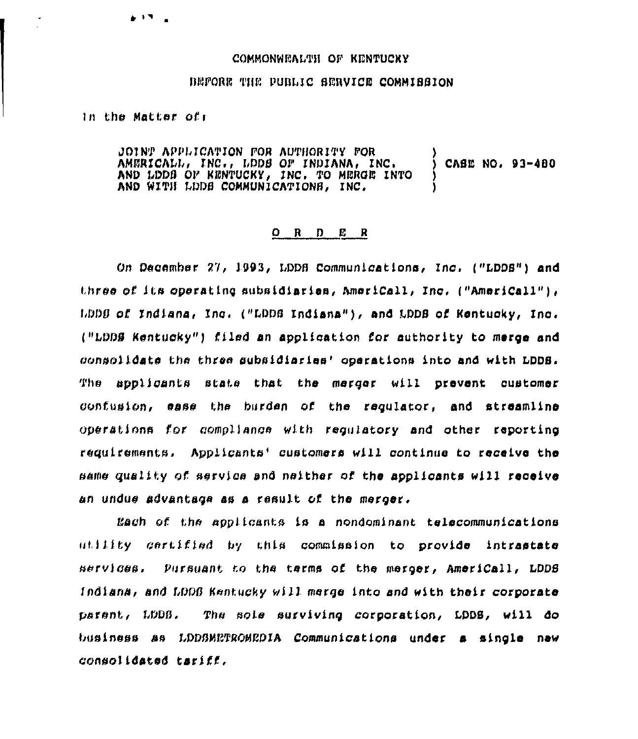COMMONWEALTH OF KENTUCKY

BEFORE THE PUBLIC SERVICE COMMISSION

In the Matter of:

| | | |
|---|---|---|
| JOINT APPLICATION FOR AUTHORITY FOR AMERICALL, INC., LDDS OF INDIANA, INC. AND LDDS OF KENTUCKY, INC. TO MERGE INTO AND WITH LDDS COMMUNICATIONS, INC. | ) | CASE NO. 93-480 |

## O R D E R

On December 27, 1993, LDDS Communications, Inc. ("LDDS") and three of its operating subsidiaries, AmeriCall, Inc. ("AmeriCall"), LDDS of Indiana, Inc. ("LDDS Indiana"), and LDDS of Kentucky, Inc. ("LDDS Kentucky") filed an application for authority to merge and consolidate the three subsidiaries' operations into and with LDDS. The applicants state that the merger will prevent customer confusion, ease the burden of the regulator, and streamline operations for compliance with regulatory and other reporting requirements. Applicants' customers will continue to receive the same quality of service and neither of the applicants will receive an undue advantage as a result of the merger.

Each of the applicants is a nondominant telecommunications utility certified by this commission to provide intrastate services. Pursuant to the terms of the merger, AmeriCall, LDDS Indiana, and LDDS Kentucky will merge into and with their corporate parent, LDDS. The sole surviving corporation, LDDS, will do business as LDDSMETROMEDIA Communications under a single new consolidated tariff.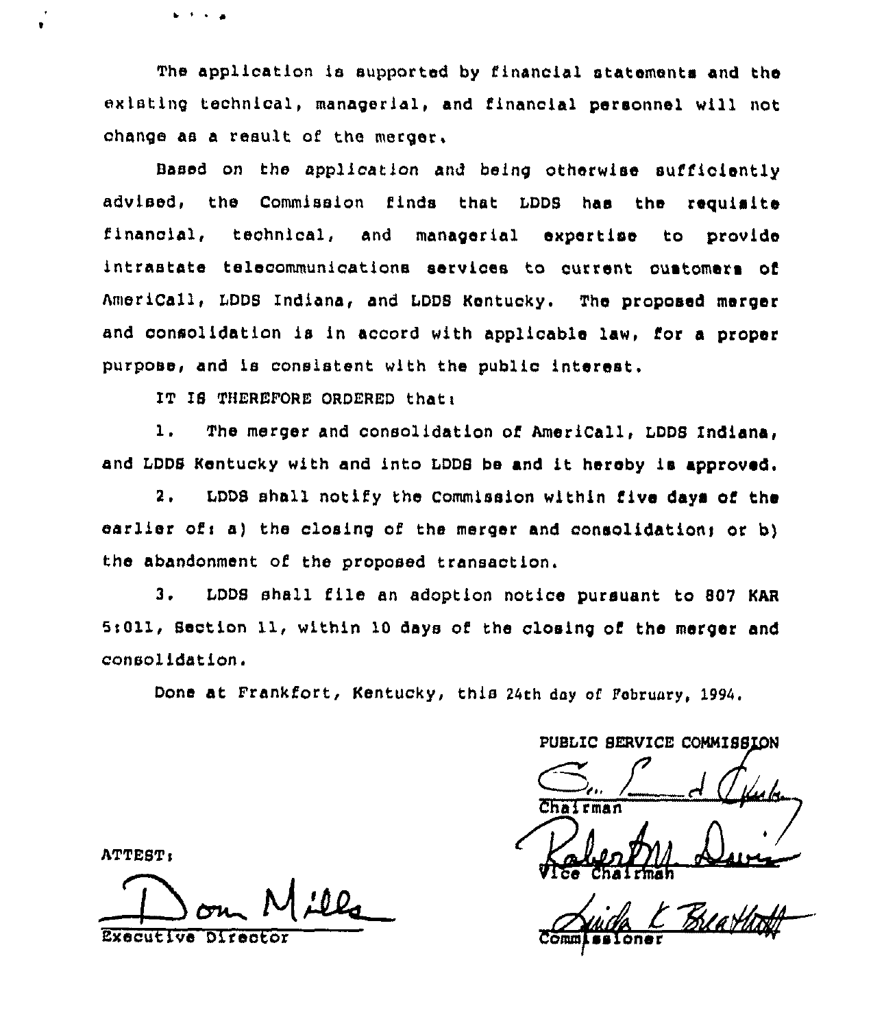The application is supported by financial statements and the existing technical, managerial, and financial personnel will not change as a result of the merger.

Based on the application and being otherwise sufficiently advised, the Commission finds that LDDS has the requisite financial, technical, and managerial expertise to provide intrastate telecommunications services to current customers of AmeriCall, LDDS Indiana, and LDDS Kentucky. The proposed merger and consolidation is in accord with applicable law, for a proper purpose, and is consistent with the public interest.

IT IS THEREFORE ORDERED that:

1. The merger and consolidation of AmeriCall, LDDS Indiana, and LDDS Kentucky with and into LDDS be and it hereby is approved.

2. LDDS shall notify the Commission within five days of the earlier of: a) the closing of the merger and consolidation; or b) the abandonment of the proposed transaction.

3. LDDS shall file an adoption notice pursuant to 807 KAR 5:011, Section 11, within 10 days of the closing of the merger and consolidation.

Done at Frankfort, Kentucky, this 24th day of February, 1994.

PUBLIC SERVICE COMMISSION

Chairman

Vice Chairman

Commissioner

ATTEST:

Executive Director